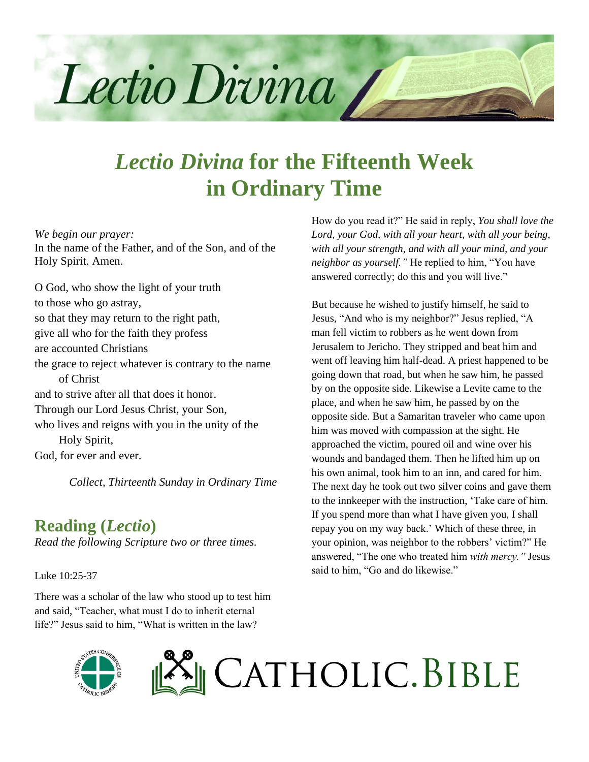# *Lectio Divina* for the Fifteenth Week in Ordinary Time

*We begin our prayer:*
In the name of the Father, and of the Son, and of the Holy Spirit. Amen.

O God, who show the light of your truth
to those who go astray,
so that they may return to the right path,
give all who for the faith they profess
are accounted Christians
the grace to reject whatever is contrary to the name of Christ
and to strive after all that does it honor.
Through our Lord Jesus Christ, your Son,
who lives and reigns with you in the unity of the Holy Spirit,
God, for ever and ever.

*Collect, Thirteenth Sunday in Ordinary Time*

## Reading (*Lectio*)

*Read the following Scripture two or three times.*

Luke 10:25-37

There was a scholar of the law who stood up to test him and said, "Teacher, what must I do to inherit eternal life?" Jesus said to him, "What is written in the law? How do you read it?" He said in reply, *You shall love the Lord, your God, with all your heart, with all your being, with all your strength, and with all your mind, and your neighbor as yourself."* He replied to him, "You have answered correctly; do this and you will live."

But because he wished to justify himself, he said to Jesus, "And who is my neighbor?" Jesus replied, "A man fell victim to robbers as he went down from Jerusalem to Jericho. They stripped and beat him and went off leaving him half-dead. A priest happened to be going down that road, but when he saw him, he passed by on the opposite side. Likewise a Levite came to the place, and when he saw him, he passed by on the opposite side. But a Samaritan traveler who came upon him was moved with compassion at the sight. He approached the victim, poured oil and wine over his wounds and bandaged them. Then he lifted him up on his own animal, took him to an inn, and cared for him. The next day he took out two silver coins and gave them to the innkeeper with the instruction, 'Take care of him. If you spend more than what I have given you, I shall repay you on my way back.' Which of these three, in your opinion, was neighbor to the robbers' victim?" He answered, "The one who treated him *with mercy."* Jesus said to him, "Go and do likewise."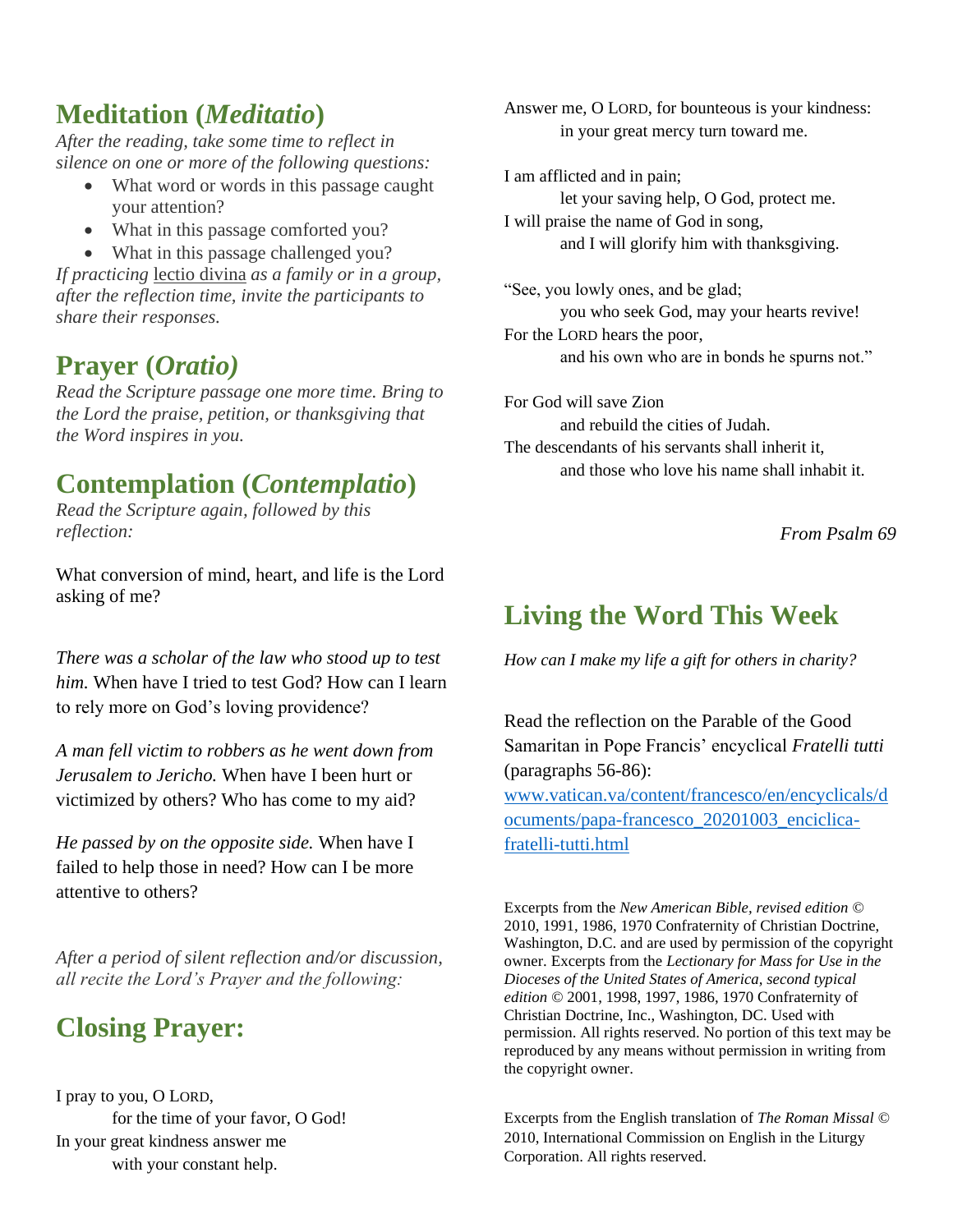## Meditation (*Meditatio*)

*After the reading, take some time to reflect in silence on one or more of the following questions:*

- What word or words in this passage caught your attention?
- What in this passage comforted you?
- What in this passage challenged you?

*If practicing* lectio divina *as a family or in a group, after the reflection time, invite the participants to share their responses.*

## Prayer (*Oratio)*

*Read the Scripture passage one more time. Bring to the Lord the praise, petition, or thanksgiving that the Word inspires in you.*

## Contemplation (*Contemplatio*)

*Read the Scripture again, followed by this reflection:*

What conversion of mind, heart, and life is the Lord asking of me?

*There was a scholar of the law who stood up to test him.* When have I tried to test God? How can I learn to rely more on God's loving providence?

*A man fell victim to robbers as he went down from Jerusalem to Jericho.* When have I been hurt or victimized by others? Who has come to my aid?

*He passed by on the opposite side.* When have I failed to help those in need? How can I be more attentive to others?

*After a period of silent reflection and/or discussion, all recite the Lord's Prayer and the following:*

## Closing Prayer:

I pray to you, O LORD,
for the time of your favor, O God!
In your great kindness answer me
with your constant help.

Answer me, O LORD, for bounteous is your kindness:
in your great mercy turn toward me.

I am afflicted and in pain;
let your saving help, O God, protect me.
I will praise the name of God in song,
and I will glorify him with thanksgiving.

"See, you lowly ones, and be glad;
you who seek God, may your hearts revive!
For the LORD hears the poor,
and his own who are in bonds he spurns not."

For God will save Zion
and rebuild the cities of Judah.
The descendants of his servants shall inherit it,
and those who love his name shall inhabit it.

*From Psalm 69*

## Living the Word This Week

*How can I make my life a gift for others in charity?*

Read the reflection on the Parable of the Good Samaritan in Pope Francis' encyclical *Fratelli tutti* (paragraphs 56-86):
www.vatican.va/content/francesco/en/encyclicals/documents/papa-francesco_20201003_enciclica-fratelli-tutti.html

Excerpts from the *New American Bible, revised edition* © 2010, 1991, 1986, 1970 Confraternity of Christian Doctrine, Washington, D.C. and are used by permission of the copyright owner. Excerpts from the *Lectionary for Mass for Use in the Dioceses of the United States of America, second typical edition* © 2001, 1998, 1997, 1986, 1970 Confraternity of Christian Doctrine, Inc., Washington, DC. Used with permission. All rights reserved. No portion of this text may be reproduced by any means without permission in writing from the copyright owner.

Excerpts from the English translation of *The Roman Missal* © 2010, International Commission on English in the Liturgy Corporation. All rights reserved.